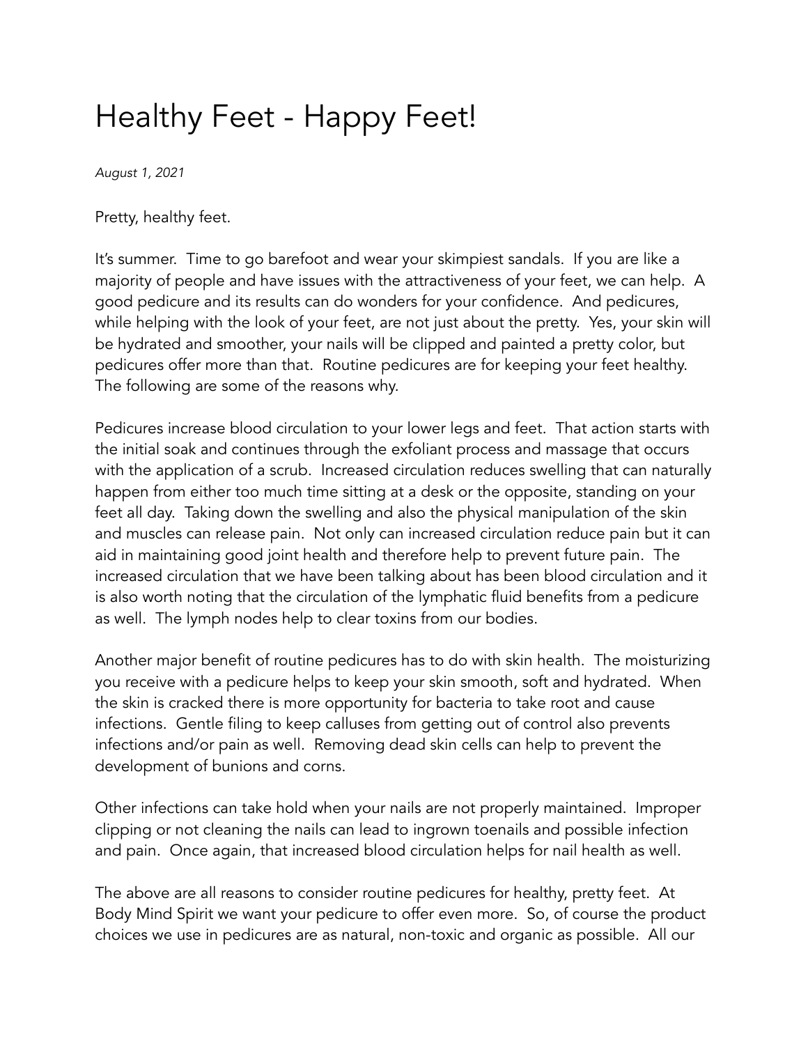# Healthy Feet - Happy Feet!

*August 1, 2021*

Pretty, healthy feet.

It's summer. Time to go barefoot and wear your skimpiest sandals. If you are like a majority of people and have issues with the attractiveness of your feet, we can help. A good pedicure and its results can do wonders for your confidence. And pedicures, while helping with the look of your feet, are not just about the pretty. Yes, your skin will be hydrated and smoother, your nails will be clipped and painted a pretty color, but pedicures offer more than that. Routine pedicures are for keeping your feet healthy. The following are some of the reasons why.

Pedicures increase blood circulation to your lower legs and feet. That action starts with the initial soak and continues through the exfoliant process and massage that occurs with the application of a scrub. Increased circulation reduces swelling that can naturally happen from either too much time sitting at a desk or the opposite, standing on your feet all day. Taking down the swelling and also the physical manipulation of the skin and muscles can release pain. Not only can increased circulation reduce pain but it can aid in maintaining good joint health and therefore help to prevent future pain. The increased circulation that we have been talking about has been blood circulation and it is also worth noting that the circulation of the lymphatic fluid benefits from a pedicure as well. The lymph nodes help to clear toxins from our bodies.

Another major benefit of routine pedicures has to do with skin health. The moisturizing you receive with a pedicure helps to keep your skin smooth, soft and hydrated. When the skin is cracked there is more opportunity for bacteria to take root and cause infections. Gentle filing to keep calluses from getting out of control also prevents infections and/or pain as well. Removing dead skin cells can help to prevent the development of bunions and corns.

Other infections can take hold when your nails are not properly maintained. Improper clipping or not cleaning the nails can lead to ingrown toenails and possible infection and pain. Once again, that increased blood circulation helps for nail health as well.

The above are all reasons to consider routine pedicures for healthy, pretty feet. At Body Mind Spirit we want your pedicure to offer even more. So, of course the product choices we use in pedicures are as natural, non-toxic and organic as possible. All our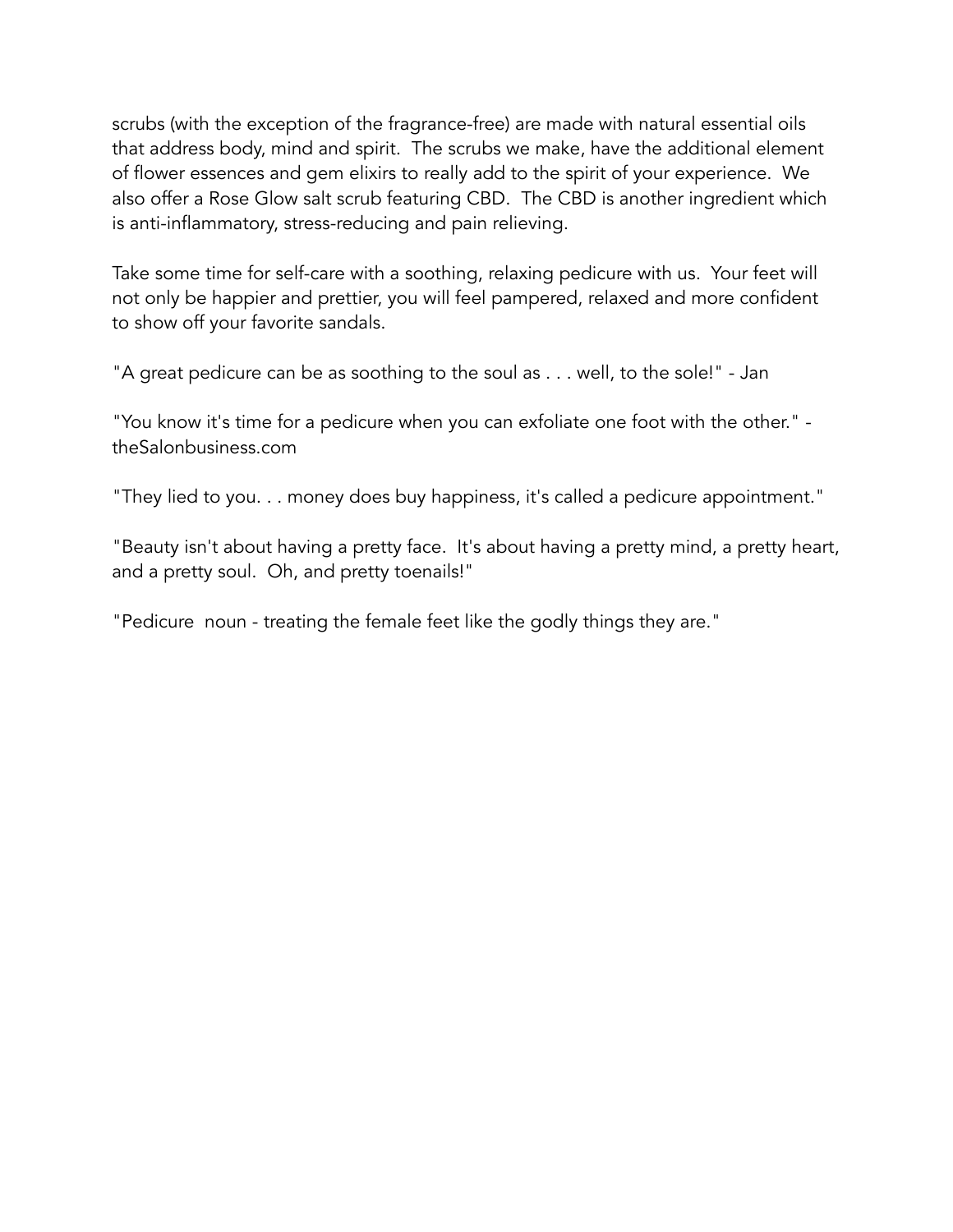scrubs (with the exception of the fragrance-free) are made with natural essential oils that address body, mind and spirit. The scrubs we make, have the additional element of flower essences and gem elixirs to really add to the spirit of your experience. We also offer a Rose Glow salt scrub featuring CBD. The CBD is another ingredient which is anti-inflammatory, stress-reducing and pain relieving.

Take some time for self-care with a soothing, relaxing pedicure with us. Your feet will not only be happier and prettier, you will feel pampered, relaxed and more confident to show off your favorite sandals.

"A great pedicure can be as soothing to the soul as . . . well, to the sole!" - Jan

"You know it's time for a pedicure when you can exfoliate one foot with the other." - theSalonbusiness.com

"They lied to you. . . money does buy happiness, it's called a pedicure appointment."

"Beauty isn't about having a pretty face. It's about having a pretty mind, a pretty heart, and a pretty soul. Oh, and pretty toenails!"

"Pedicure noun - treating the female feet like the godly things they are."